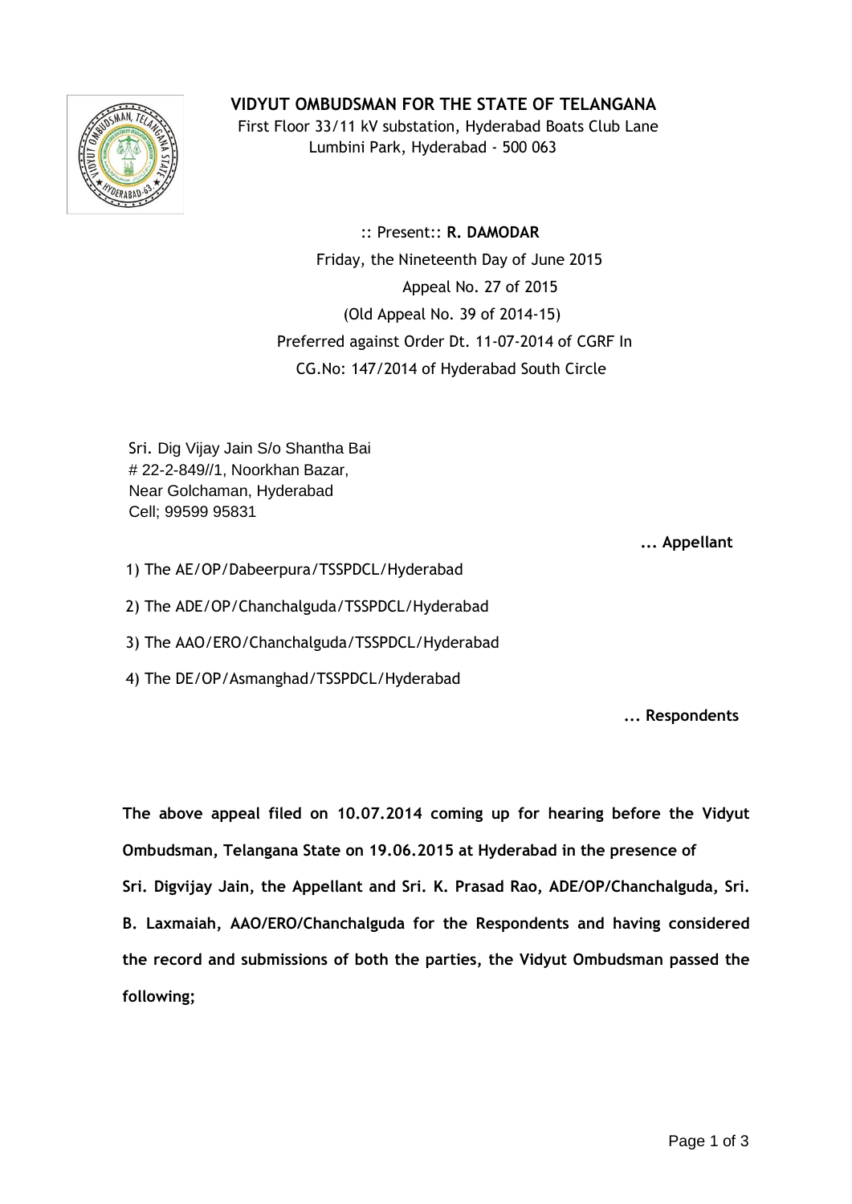# VIDYUT OMBUDSMAN FOR THE STATE OF TELANGANA

First Floor 33/11 kV substation, Hyderabad Boats Club Lane
Lumbini Park, Hyderabad - 500 063

:: Present:: **R. DAMODAR**

Friday, the Nineteenth Day of June 2015

Appeal No. 27 of 2015

(Old Appeal No. 39 of 2014-15)

Preferred against Order Dt. 11-07-2014 of CGRF In
CG.No: 147/2014 of Hyderabad South Circle

Sri. Dig Vijay Jain S/o Shantha Bai
# 22-2-849//1, Noorkhan Bazar,
Near Golchaman, Hyderabad
Cell; 99599 95831

**... Appellant**

1) The AE/OP/Dabeerpura/TSSPDCL/Hyderabad
2) The ADE/OP/Chanchalguda/TSSPDCL/Hyderabad
3) The AAO/ERO/Chanchalguda/TSSPDCL/Hyderabad
4) The DE/OP/Asmanghad/TSSPDCL/Hyderabad

**... Respondents**

**The above appeal filed on 10.07.2014 coming up for hearing before the Vidyut Ombudsman, Telangana State on 19.06.2015 at Hyderabad in the presence of Sri. Digvijay Jain, the Appellant and Sri. K. Prasad Rao, ADE/OP/Chanchalguda, Sri. B. Laxmaiah, AAO/ERO/Chanchalguda for the Respondents and having considered the record and submissions of both the parties, the Vidyut Ombudsman passed the following;**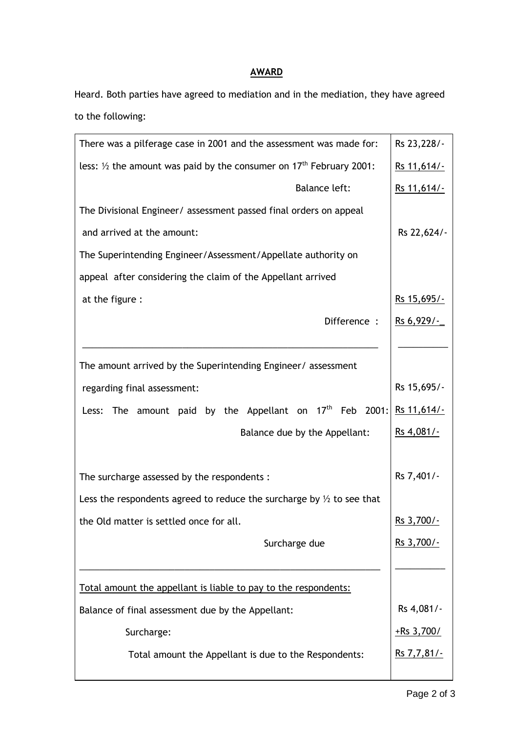**AWARD**

Heard. Both parties have agreed to mediation and in the mediation, they have agreed to the following:

| | |
|---|---|
| There was a pilferage case in 2001 and the assessment was made for: | Rs 23,228/- |
| less: ½ the amount was paid by the consumer on 17th February 2001: | Rs 11,614/- |
| Balance left: | Rs 11,614/- |
| The Divisional Engineer/ assessment passed final orders on appeal and arrived at the amount: | Rs 22,624/- |
| The Superintending Engineer/Assessment/Appellate authority on appeal after considering the claim of the Appellant arrived at the figure : | Rs 15,695/- |
| Difference : | Rs 6,929/-_ |
| The amount arrived by the Superintending Engineer/ assessment regarding final assessment: | Rs 15,695/- |
| Less: The amount paid by the Appellant on 17th Feb 2001: | Rs 11,614/- |
| Balance due by the Appellant: | Rs 4,081/- |
| The surcharge assessed by the respondents : | Rs 7,401/- |
| Less the respondents agreed to reduce the surcharge by ½ to see that the Old matter is settled once for all. | Rs 3,700/- |
| Surcharge due | Rs 3,700/- |
| Total amount the appellant is liable to pay to the respondents: | |
| Balance of final assessment due by the Appellant: | Rs 4,081/- |
| Surcharge: | +Rs 3,700/ |
| Total amount the Appellant is due to the Respondents: | Rs 7,7,81/- |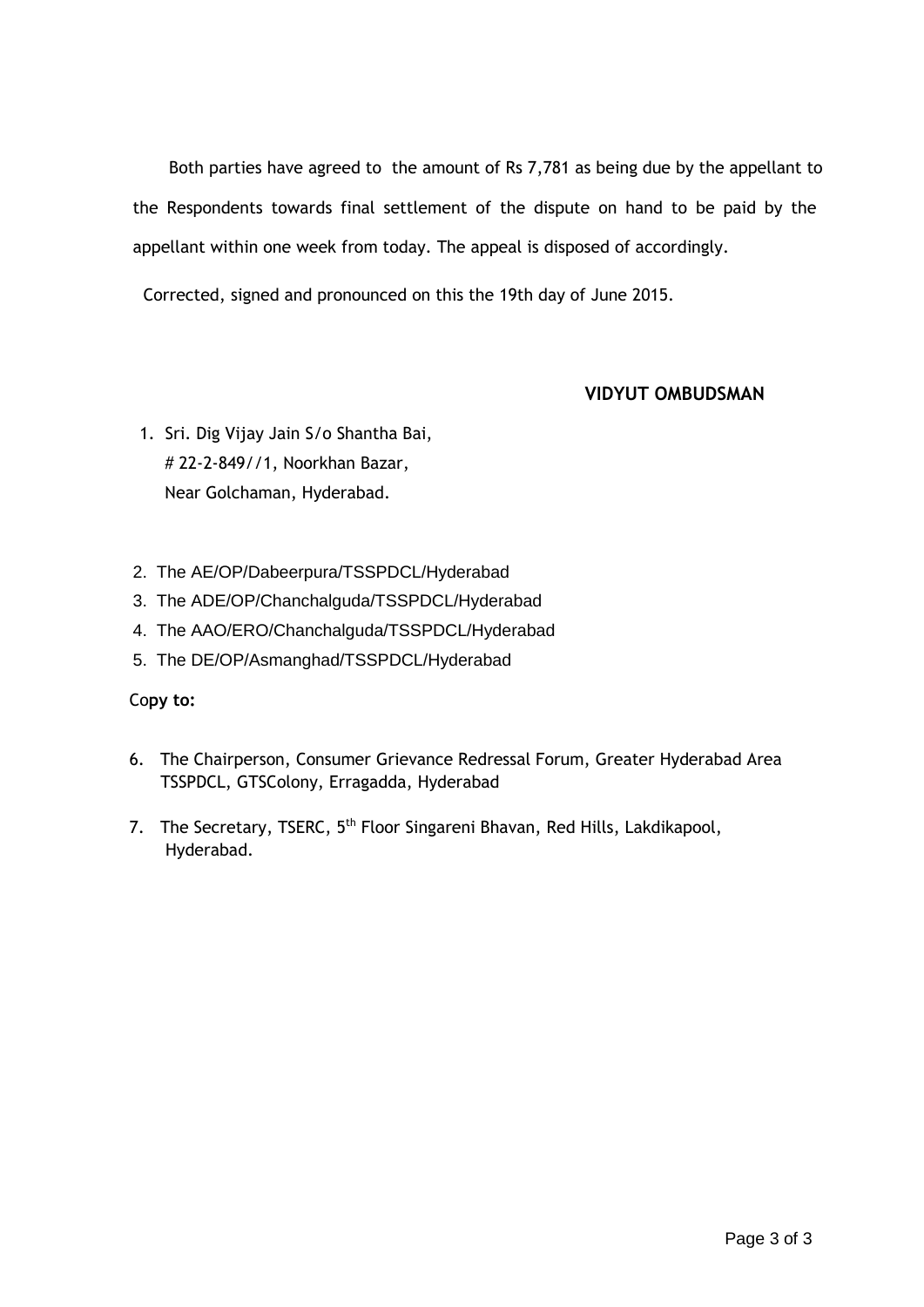Both parties have agreed to the amount of Rs 7,781 as being due by the appellant to the Respondents towards final settlement of the dispute on hand to be paid by the appellant within one week from today. The appeal is disposed of accordingly.

Corrected, signed and pronounced on this the 19th day of June 2015.

**VIDYUT OMBUDSMAN**

1. Sri. Dig Vijay Jain S/o Shantha Bai,
   # 22-2-849//1, Noorkhan Bazar,
   Near Golchaman, Hyderabad.

2. The AE/OP/Dabeerpura/TSSPDCL/Hyderabad
3. The ADE/OP/Chanchalguda/TSSPDCL/Hyderabad
4. The AAO/ERO/Chanchalguda/TSSPDCL/Hyderabad
5. The DE/OP/Asmanghad/TSSPDCL/Hyderabad

**Copy to:**

6. The Chairperson, Consumer Grievance Redressal Forum, Greater Hyderabad Area TSSPDCL, GTSColony, Erragadda, Hyderabad
7. The Secretary, TSERC, 5th Floor Singareni Bhavan, Red Hills, Lakdikapool, Hyderabad.